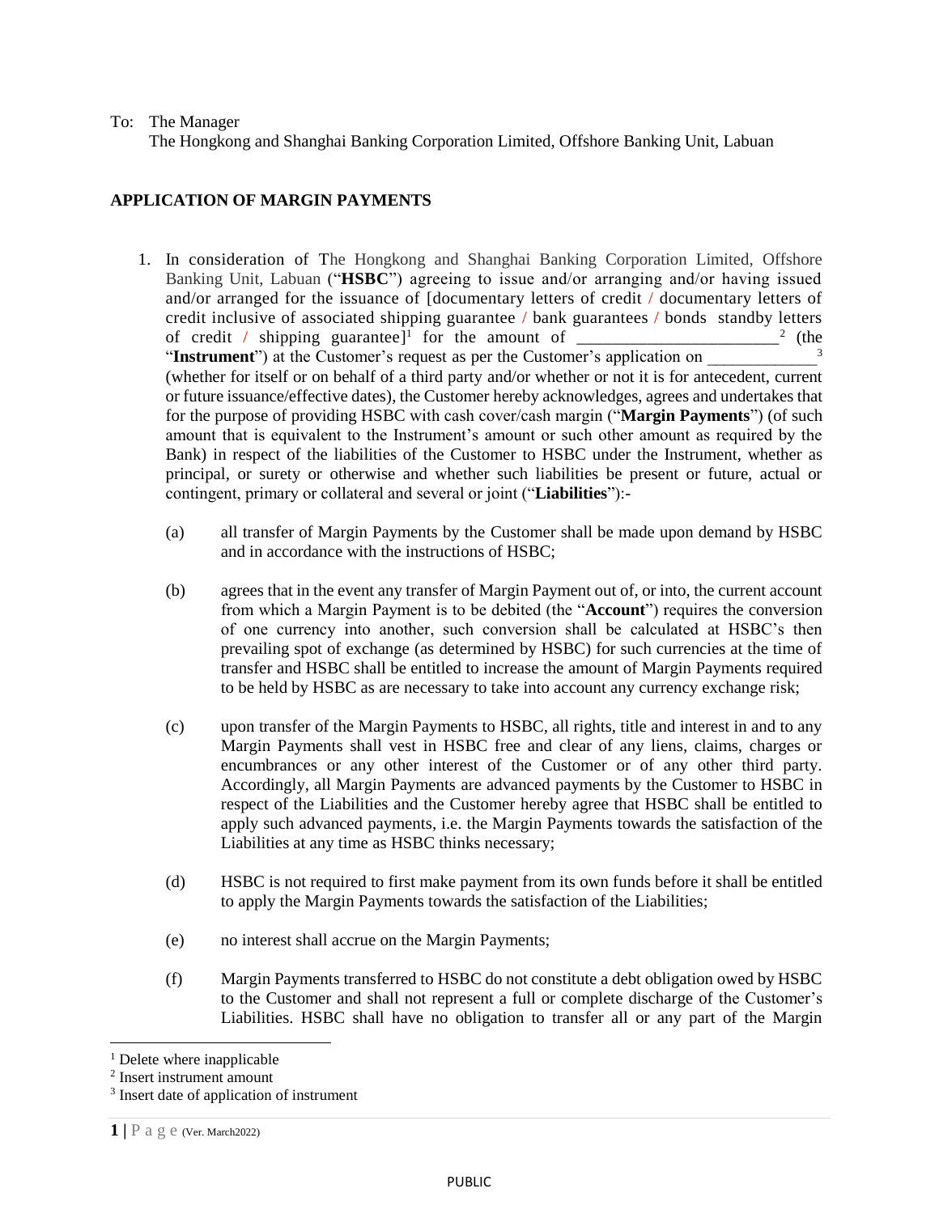To: The Manager
The Hongkong and Shanghai Banking Corporation Limited, Offshore Banking Unit, Labuan

**APPLICATION OF MARGIN PAYMENTS**

1. In consideration of The Hongkong and Shanghai Banking Corporation Limited, Offshore Banking Unit, Labuan ("**HSBC**") agreeing to issue and/or arranging and/or having issued and/or arranged for the issuance of [documentary letters of credit / documentary letters of credit inclusive of associated shipping guarantee / bank guarantees / bonds standby letters of credit / shipping guarantee][1] for the amount of ______________________[2] (the "**Instrument**") at the Customer's request as per the Customer's application on ____________[3] (whether for itself or on behalf of a third party and/or whether or not it is for antecedent, current or future issuance/effective dates), the Customer hereby acknowledges, agrees and undertakes that for the purpose of providing HSBC with cash cover/cash margin ("**Margin Payments**") (of such amount that is equivalent to the Instrument's amount or such other amount as required by the Bank) in respect of the liabilities of the Customer to HSBC under the Instrument, whether as principal, or surety or otherwise and whether such liabilities be present or future, actual or contingent, primary or collateral and several or joint ("**Liabilities**"):-

   (a) all transfer of Margin Payments by the Customer shall be made upon demand by HSBC and in accordance with the instructions of HSBC;

   (b) agrees that in the event any transfer of Margin Payment out of, or into, the current account from which a Margin Payment is to be debited (the "**Account**") requires the conversion of one currency into another, such conversion shall be calculated at HSBC's then prevailing spot of exchange (as determined by HSBC) for such currencies at the time of transfer and HSBC shall be entitled to increase the amount of Margin Payments required to be held by HSBC as are necessary to take into account any currency exchange risk;

   (c) upon transfer of the Margin Payments to HSBC, all rights, title and interest in and to any Margin Payments shall vest in HSBC free and clear of any liens, claims, charges or encumbrances or any other interest of the Customer or of any other third party. Accordingly, all Margin Payments are advanced payments by the Customer to HSBC in respect of the Liabilities and the Customer hereby agree that HSBC shall be entitled to apply such advanced payments, i.e. the Margin Payments towards the satisfaction of the Liabilities at any time as HSBC thinks necessary;

   (d) HSBC is not required to first make payment from its own funds before it shall be entitled to apply the Margin Payments towards the satisfaction of the Liabilities;

   (e) no interest shall accrue on the Margin Payments;

   (f) Margin Payments transferred to HSBC do not constitute a debt obligation owed by HSBC to the Customer and shall not represent a full or complete discharge of the Customer's Liabilities. HSBC shall have no obligation to transfer all or any part of the Margin

---

[1] Delete where inapplicable
[2] Insert instrument amount
[3] Insert date of application of instrument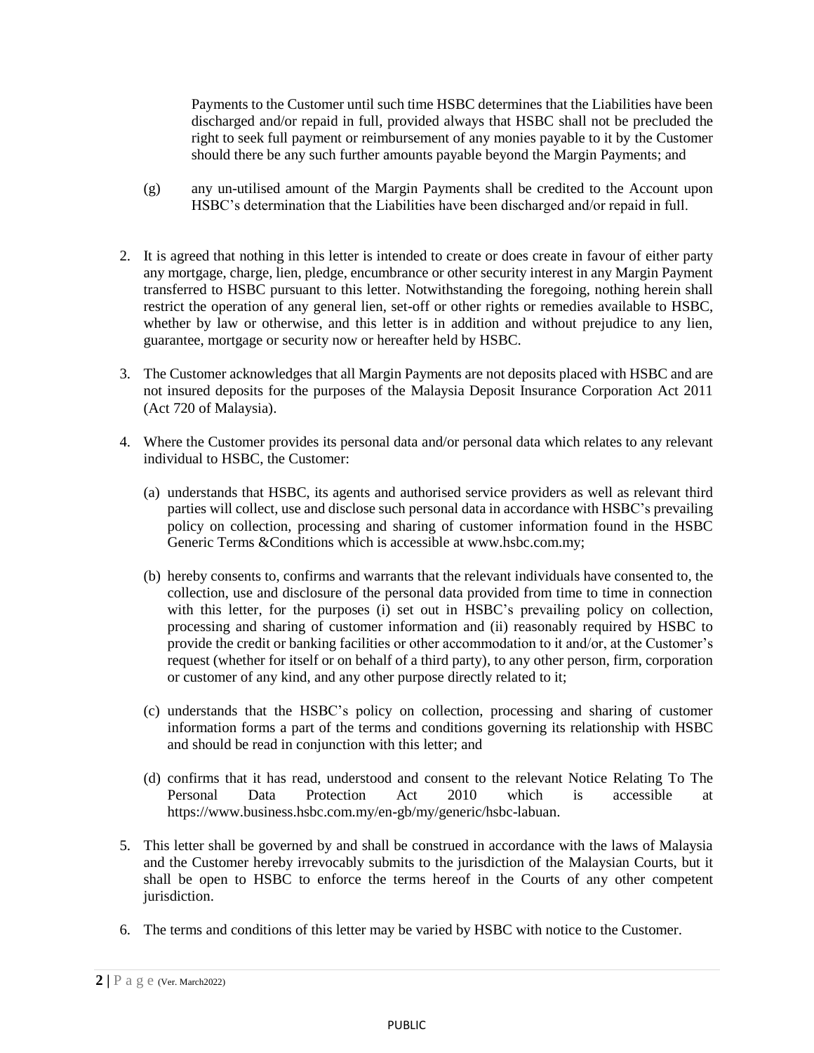Payments to the Customer until such time HSBC determines that the Liabilities have been discharged and/or repaid in full, provided always that HSBC shall not be precluded the right to seek full payment or reimbursement of any monies payable to it by the Customer should there be any such further amounts payable beyond the Margin Payments; and

(g) any un-utilised amount of the Margin Payments shall be credited to the Account upon HSBC's determination that the Liabilities have been discharged and/or repaid in full.

2. It is agreed that nothing in this letter is intended to create or does create in favour of either party any mortgage, charge, lien, pledge, encumbrance or other security interest in any Margin Payment transferred to HSBC pursuant to this letter. Notwithstanding the foregoing, nothing herein shall restrict the operation of any general lien, set-off or other rights or remedies available to HSBC, whether by law or otherwise, and this letter is in addition and without prejudice to any lien, guarantee, mortgage or security now or hereafter held by HSBC.

3. The Customer acknowledges that all Margin Payments are not deposits placed with HSBC and are not insured deposits for the purposes of the Malaysia Deposit Insurance Corporation Act 2011 (Act 720 of Malaysia).

4. Where the Customer provides its personal data and/or personal data which relates to any relevant individual to HSBC, the Customer:

   (a) understands that HSBC, its agents and authorised service providers as well as relevant third parties will collect, use and disclose such personal data in accordance with HSBC's prevailing policy on collection, processing and sharing of customer information found in the HSBC Generic Terms &Conditions which is accessible at www.hsbc.com.my;

   (b) hereby consents to, confirms and warrants that the relevant individuals have consented to, the collection, use and disclosure of the personal data provided from time to time in connection with this letter, for the purposes (i) set out in HSBC's prevailing policy on collection, processing and sharing of customer information and (ii) reasonably required by HSBC to provide the credit or banking facilities or other accommodation to it and/or, at the Customer's request (whether for itself or on behalf of a third party), to any other person, firm, corporation or customer of any kind, and any other purpose directly related to it;

   (c) understands that the HSBC's policy on collection, processing and sharing of customer information forms a part of the terms and conditions governing its relationship with HSBC and should be read in conjunction with this letter; and

   (d) confirms that it has read, understood and consent to the relevant Notice Relating To The Personal Data Protection Act 2010 which is accessible at https://www.business.hsbc.com.my/en-gb/my/generic/hsbc-labuan.

5. This letter shall be governed by and shall be construed in accordance with the laws of Malaysia and the Customer hereby irrevocably submits to the jurisdiction of the Malaysian Courts, but it shall be open to HSBC to enforce the terms hereof in the Courts of any other competent jurisdiction.

6. The terms and conditions of this letter may be varied by HSBC with notice to the Customer.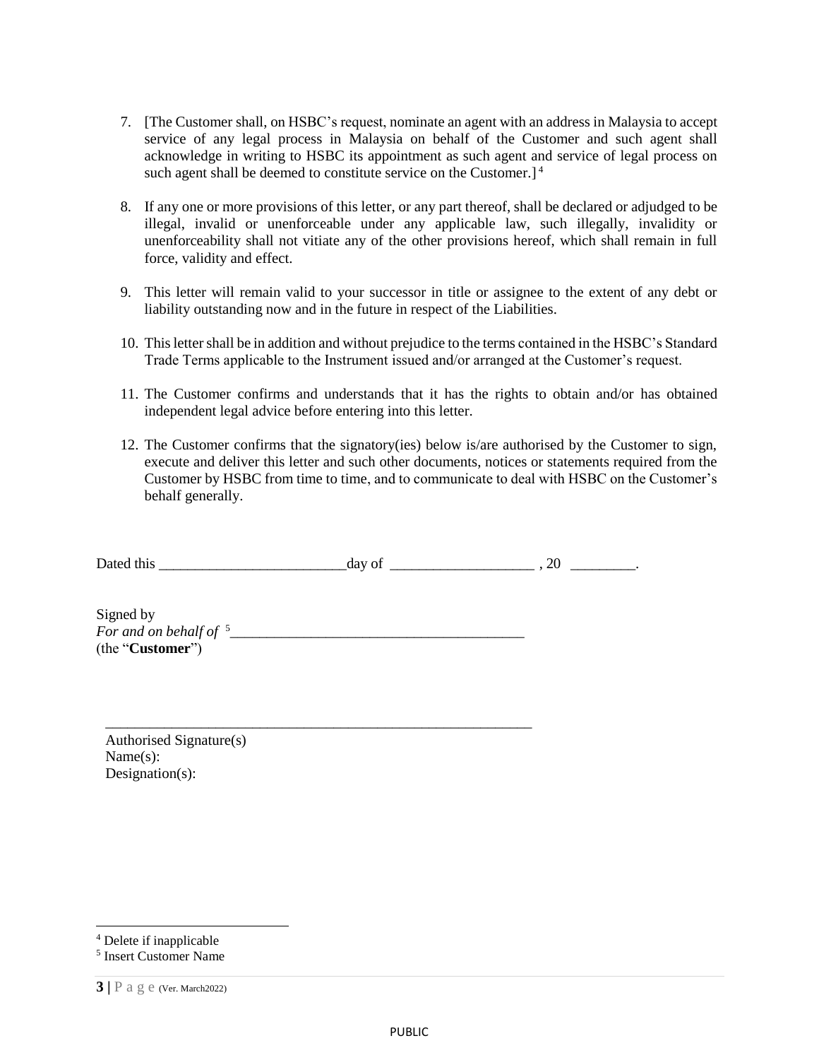7. [The Customer shall, on HSBC's request, nominate an agent with an address in Malaysia to accept service of any legal process in Malaysia on behalf of the Customer and such agent shall acknowledge in writing to HSBC its appointment as such agent and service of legal process on such agent shall be deemed to constitute service on the Customer.] [4]

8. If any one or more provisions of this letter, or any part thereof, shall be declared or adjudged to be illegal, invalid or unenforceable under any applicable law, such illegally, invalidity or unenforceability shall not vitiate any of the other provisions hereof, which shall remain in full force, validity and effect.

9. This letter will remain valid to your successor in title or assignee to the extent of any debt or liability outstanding now and in the future in respect of the Liabilities.

10. This letter shall be in addition and without prejudice to the terms contained in the HSBC's Standard Trade Terms applicable to the Instrument issued and/or arranged at the Customer's request.

11. The Customer confirms and understands that it has the rights to obtain and/or has obtained independent legal advice before entering into this letter.

12. The Customer confirms that the signatory(ies) below is/are authorised by the Customer to sign, execute and deliver this letter and such other documents, notices or statements required from the Customer by HSBC from time to time, and to communicate to deal with HSBC on the Customer's behalf generally.

Dated this __________________________day of ____________________ , 20 _________.

Signed by
*For and on behalf of* [5]________________________________________
(the "**Customer**")

_____________________________________________________________
Authorised Signature(s)
Name(s):
Designation(s):

---

[4] Delete if inapplicable
[5] Insert Customer Name